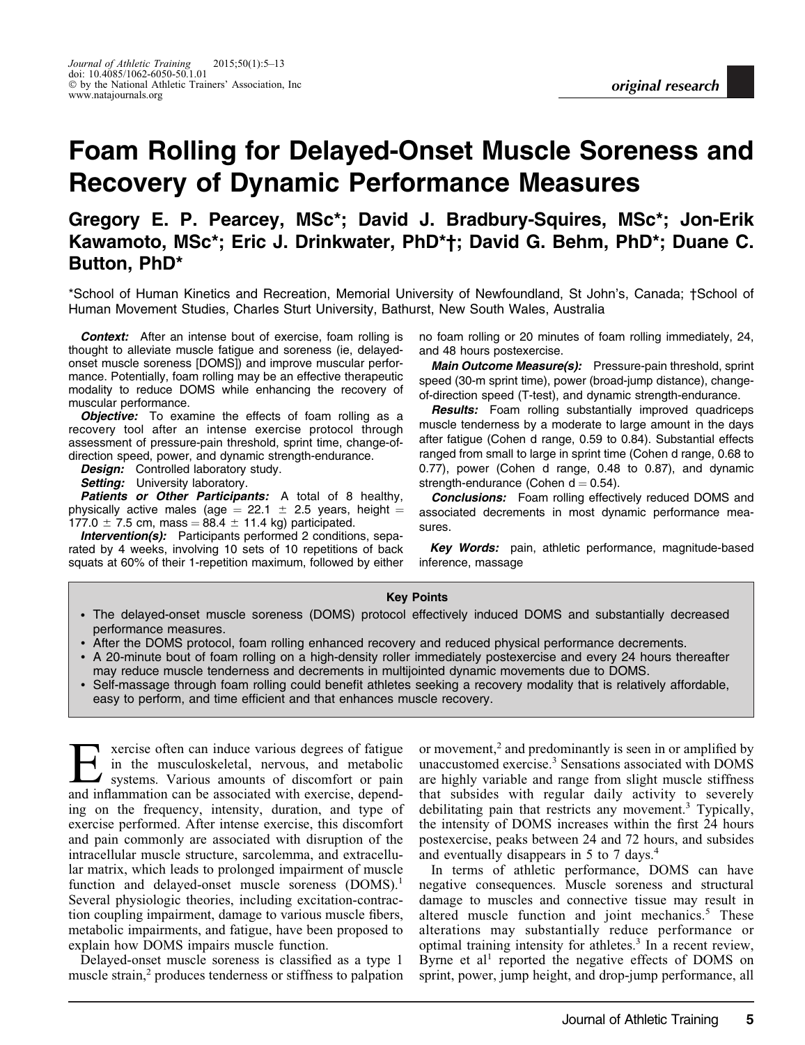original research

# Foam Rolling for Delayed-Onset Muscle Soreness and Recovery of Dynamic Performance Measures

**Gregory E. P. Pearcey, MSc\*; David J. Bradbury-Squires, MSc\*; Jon-Erik Kawamoto, MSc\*; Eric J. Drinkwater, PhD\*†; David G. Behm, PhD\*; Duane C. Button, PhD\***

\*School of Human Kinetics and Recreation, Memorial University of Newfoundland, St John's, Canada; †School of Human Movement Studies, Charles Sturt University, Bathurst, New South Wales, Australia

***Context:*** After an intense bout of exercise, foam rolling is thought to alleviate muscle fatigue and soreness (ie, delayed-onset muscle soreness [DOMS]) and improve muscular performance. Potentially, foam rolling may be an effective therapeutic modality to reduce DOMS while enhancing the recovery of muscular performance.

***Objective:*** To examine the effects of foam rolling as a recovery tool after an intense exercise protocol through assessment of pressure-pain threshold, sprint time, change-of-direction speed, power, and dynamic strength-endurance.

***Design:*** Controlled laboratory study.

***Setting:*** University laboratory.

***Patients or Other Participants:*** A total of 8 healthy, physically active males (age = 22.1 ± 2.5 years, height = 177.0 ± 7.5 cm, mass = 88.4 ± 11.4 kg) participated.

***Intervention(s):*** Participants performed 2 conditions, separated by 4 weeks, involving 10 sets of 10 repetitions of back squats at 60% of their 1-repetition maximum, followed by either no foam rolling or 20 minutes of foam rolling immediately, 24, and 48 hours postexercise.

***Main Outcome Measure(s):*** Pressure-pain threshold, sprint speed (30-m sprint time), power (broad-jump distance), change-of-direction speed (T-test), and dynamic strength-endurance.

***Results:*** Foam rolling substantially improved quadriceps muscle tenderness by a moderate to large amount in the days after fatigue (Cohen d range, 0.59 to 0.84). Substantial effects ranged from small to large in sprint time (Cohen d range, 0.68 to 0.77), power (Cohen d range, 0.48 to 0.87), and dynamic strength-endurance (Cohen d = 0.54).

***Conclusions:*** Foam rolling effectively reduced DOMS and associated decrements in most dynamic performance measures.

***Key Words:*** pain, athletic performance, magnitude-based inference, massage

**Key Points**

- The delayed-onset muscle soreness (DOMS) protocol effectively induced DOMS and substantially decreased performance measures.
- After the DOMS protocol, foam rolling enhanced recovery and reduced physical performance decrements.
- A 20-minute bout of foam rolling on a high-density roller immediately postexercise and every 24 hours thereafter may reduce muscle tenderness and decrements in multijointed dynamic movements due to DOMS.
- Self-massage through foam rolling could benefit athletes seeking a recovery modality that is relatively affordable, easy to perform, and time efficient and that enhances muscle recovery.

Exercise often can induce various degrees of fatigue in the musculoskeletal, nervous, and metabolic systems. Various amounts of discomfort or pain and inflammation can be associated with exercise, depending on the frequency, intensity, duration, and type of exercise performed. After intense exercise, this discomfort and pain commonly are associated with disruption of the intracellular muscle structure, sarcolemma, and extracellular matrix, which leads to prolonged impairment of muscle function and delayed-onset muscle soreness (DOMS).[1] Several physiologic theories, including excitation-contraction coupling impairment, damage to various muscle fibers, metabolic impairments, and fatigue, have been proposed to explain how DOMS impairs muscle function.

Delayed-onset muscle soreness is classified as a type 1 muscle strain,[2] produces tenderness or stiffness to palpation or movement,[2] and predominantly is seen in or amplified by unaccustomed exercise.[3] Sensations associated with DOMS are highly variable and range from slight muscle stiffness that subsides with regular daily activity to severely debilitating pain that restricts any movement.[3] Typically, the intensity of DOMS increases within the first 24 hours postexercise, peaks between 24 and 72 hours, and subsides and eventually disappears in 5 to 7 days.[4]

In terms of athletic performance, DOMS can have negative consequences. Muscle soreness and structural damage to muscles and connective tissue may result in altered muscle function and joint mechanics.[5] These alterations may substantially reduce performance or optimal training intensity for athletes.[3] In a recent review, Byrne et al[1] reported the negative effects of DOMS on sprint, power, jump height, and drop-jump performance, all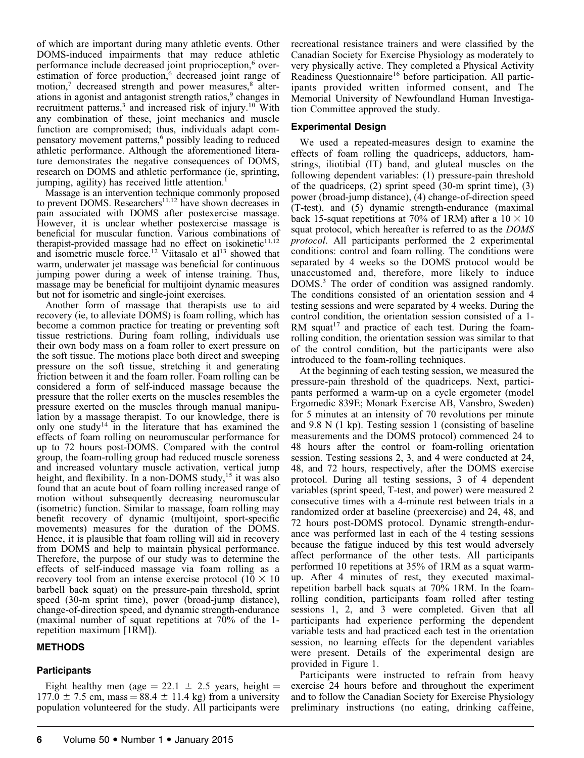of which are important during many athletic events. Other DOMS-induced impairments that may reduce athletic performance include decreased joint proprioception,[6] overestimation of force production,[6] decreased joint range of motion,[7] decreased strength and power measures,[8] alterations in agonist and antagonist strength ratios,[9] changes in recruitment patterns,[3] and increased risk of injury.[10] With any combination of these, joint mechanics and muscle function are compromised; thus, individuals adapt compensatory movement patterns,[6] possibly leading to reduced athletic performance. Although the aforementioned literature demonstrates the negative consequences of DOMS, research on DOMS and athletic performance (ie, sprinting, jumping, agility) has received little attention.[1]

Massage is an intervention technique commonly proposed to prevent DOMS. Researchers[11,12] have shown decreases in pain associated with DOMS after postexercise massage. However, it is unclear whether postexercise massage is beneficial for muscular function. Various combinations of therapist-provided massage had no effect on isokinetic[11,12] and isometric muscle force.[12] Viitasalo et al[13] showed that warm, underwater jet massage was beneficial for continuous jumping power during a week of intense training. Thus, massage may be beneficial for multijoint dynamic measures but not for isometric and single-joint exercises.

Another form of massage that therapists use to aid recovery (ie, to alleviate DOMS) is foam rolling, which has become a common practice for treating or preventing soft tissue restrictions. During foam rolling, individuals use their own body mass on a foam roller to exert pressure on the soft tissue. The motions place both direct and sweeping pressure on the soft tissue, stretching it and generating friction between it and the foam roller. Foam rolling can be considered a form of self-induced massage because the pressure that the roller exerts on the muscles resembles the pressure exerted on the muscles through manual manipulation by a massage therapist. To our knowledge, there is only one study[14] in the literature that has examined the effects of foam rolling on neuromuscular performance for up to 72 hours post-DOMS. Compared with the control group, the foam-rolling group had reduced muscle soreness and increased voluntary muscle activation, vertical jump height, and flexibility. In a non-DOMS study,[15] it was also found that an acute bout of foam rolling increased range of motion without subsequently decreasing neuromuscular (isometric) function. Similar to massage, foam rolling may benefit recovery of dynamic (multijoint, sport-specific movements) measures for the duration of the DOMS. Hence, it is plausible that foam rolling will aid in recovery from DOMS and help to maintain physical performance. Therefore, the purpose of our study was to determine the effects of self-induced massage via foam rolling as a recovery tool from an intense exercise protocol (10 × 10 barbell back squat) on the pressure-pain threshold, sprint speed (30-m sprint time), power (broad-jump distance), change-of-direction speed, and dynamic strength-endurance (maximal number of squat repetitions at 70% of the 1-repetition maximum [1RM]).

## METHODS

### Participants

Eight healthy men (age = 22.1 ± 2.5 years, height = 177.0 ± 7.5 cm, mass = 88.4 ± 11.4 kg) from a university population volunteered for the study. All participants were recreational resistance trainers and were classified by the Canadian Society for Exercise Physiology as moderately to very physically active. They completed a Physical Activity Readiness Questionnaire[16] before participation. All participants provided written informed consent, and The Memorial University of Newfoundland Human Investigation Committee approved the study.

### Experimental Design

We used a repeated-measures design to examine the effects of foam rolling the quadriceps, adductors, hamstrings, iliotibial (IT) band, and gluteal muscles on the following dependent variables: (1) pressure-pain threshold of the quadriceps, (2) sprint speed (30-m sprint time), (3) power (broad-jump distance), (4) change-of-direction speed (T-test), and (5) dynamic strength-endurance (maximal back 15-squat repetitions at 70% of 1RM) after a 10 × 10 squat protocol, which hereafter is referred to as the *DOMS protocol*. All participants performed the 2 experimental conditions: control and foam rolling. The conditions were separated by 4 weeks so the DOMS protocol would be unaccustomed and, therefore, more likely to induce DOMS.[3] The order of condition was assigned randomly. The conditions consisted of an orientation session and 4 testing sessions and were separated by 4 weeks. During the control condition, the orientation session consisted of a 1-RM squat[17] and practice of each test. During the foam-rolling condition, the orientation session was similar to that of the control condition, but the participants were also introduced to the foam-rolling techniques.

At the beginning of each testing session, we measured the pressure-pain threshold of the quadriceps. Next, participants performed a warm-up on a cycle ergometer (model Ergomedic 839E; Monark Exercise AB, Vansbro, Sweden) for 5 minutes at an intensity of 70 revolutions per minute and 9.8 N (1 kp). Testing session 1 (consisting of baseline measurements and the DOMS protocol) commenced 24 to 48 hours after the control or foam-rolling orientation session. Testing sessions 2, 3, and 4 were conducted at 24, 48, and 72 hours, respectively, after the DOMS exercise protocol. During all testing sessions, 3 of 4 dependent variables (sprint speed, T-test, and power) were measured 2 consecutive times with a 4-minute rest between trials in a randomized order at baseline (preexercise) and 24, 48, and 72 hours post-DOMS protocol. Dynamic strength-endurance was performed last in each of the 4 testing sessions because the fatigue induced by this test would adversely affect performance of the other tests. All participants performed 10 repetitions at 35% of 1RM as a squat warm-up. After 4 minutes of rest, they executed maximal-repetition barbell back squats at 70% 1RM. In the foam-rolling condition, participants foam rolled after testing sessions 1, 2, and 3 were completed. Given that all participants had experience performing the dependent variable tests and had practiced each test in the orientation session, no learning effects for the dependent variables were present. Details of the experimental design are provided in Figure 1.

Participants were instructed to refrain from heavy exercise 24 hours before and throughout the experiment and to follow the Canadian Society for Exercise Physiology preliminary instructions (no eating, drinking caffeine,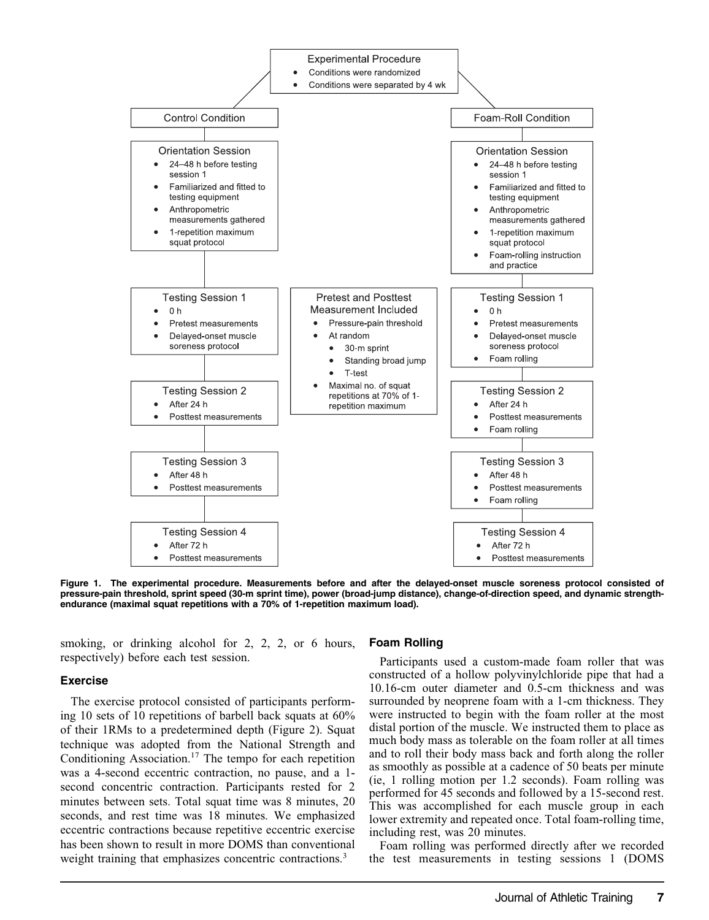**Experimental Procedure**
- Conditions were randomized
- Conditions were separated by 4 wk

**Control Condition**

Orientation Session
- 24–48 h before testing session 1
- Familiarized and fitted to testing equipment
- Anthropometric measurements gathered
- 1-repetition maximum squat protocol

Testing Session 1
- 0 h
- Pretest measurements
- Delayed-onset muscle soreness protocol

Testing Session 2
- After 24 h
- Posttest measurements

Testing Session 3
- After 48 h
- Posttest measurements

Testing Session 4
- After 72 h
- Posttest measurements

**Pretest and Posttest Measurement Included**
- Pressure-pain threshold
- At random
  - 30-m sprint
  - Standing broad jump
  - T-test
- Maximal no. of squat repetitions at 70% of 1-repetition maximum

**Foam-Roll Condition**

Orientation Session
- 24–48 h before testing session 1
- Familiarized and fitted to testing equipment
- Anthropometric measurements gathered
- 1-repetition maximum squat protocol
- Foam-rolling instruction and practice

Testing Session 1
- 0 h
- Pretest measurements
- Delayed-onset muscle soreness protocol
- Foam rolling

Testing Session 2
- After 24 h
- Posttest measurements
- Foam rolling

Testing Session 3
- After 48 h
- Posttest measurements
- Foam rolling

Testing Session 4
- After 72 h
- Posttest measurements

**Figure 1. The experimental procedure. Measurements before and after the delayed-onset muscle soreness protocol consisted of pressure-pain threshold, sprint speed (30-m sprint time), power (broad-jump distance), change-of-direction speed, and dynamic strength-endurance (maximal squat repetitions with a 70% of 1-repetition maximum load).**

smoking, or drinking alcohol for 2, 2, 2, or 6 hours, respectively) before each test session.

### Exercise

The exercise protocol consisted of participants performing 10 sets of 10 repetitions of barbell back squats at 60% of their 1RMs to a predetermined depth (Figure 2). Squat technique was adopted from the National Strength and Conditioning Association.[17] The tempo for each repetition was a 4-second eccentric contraction, no pause, and a 1-second concentric contraction. Participants rested for 2 minutes between sets. Total squat time was 8 minutes, 20 seconds, and rest time was 18 minutes. We emphasized eccentric contractions because repetitive eccentric exercise has been shown to result in more DOMS than conventional weight training that emphasizes concentric contractions.[3]

### Foam Rolling

Participants used a custom-made foam roller that was constructed of a hollow polyvinylchloride pipe that had a 10.16-cm outer diameter and 0.5-cm thickness and was surrounded by neoprene foam with a 1-cm thickness. They were instructed to begin with the foam roller at the most distal portion of the muscle. We instructed them to place as much body mass as tolerable on the foam roller at all times and to roll their body mass back and forth along the roller as smoothly as possible at a cadence of 50 beats per minute (ie, 1 rolling motion per 1.2 seconds). Foam rolling was performed for 45 seconds and followed by a 15-second rest. This was accomplished for each muscle group in each lower extremity and repeated once. Total foam-rolling time, including rest, was 20 minutes.

Foam rolling was performed directly after we recorded the test measurements in testing sessions 1 (DOMS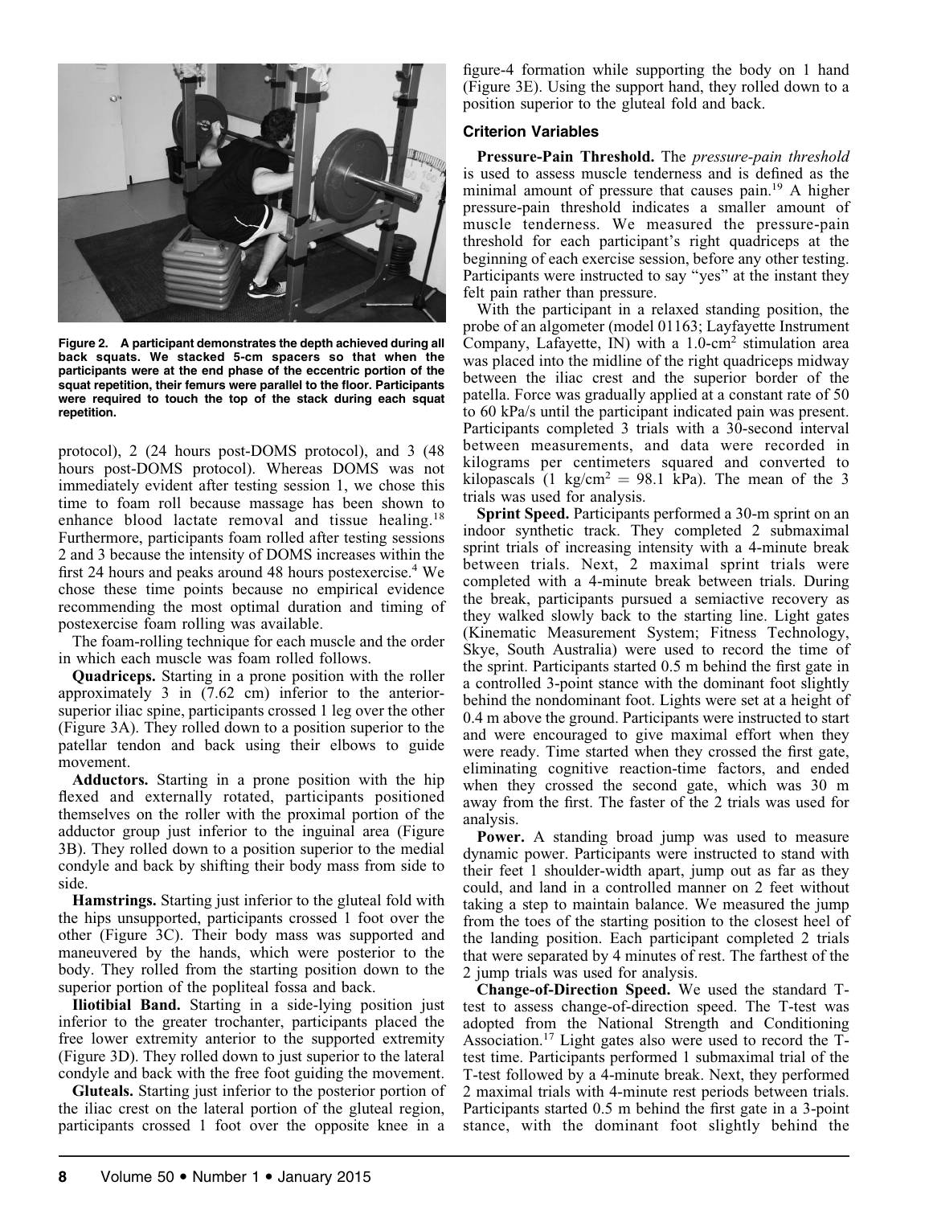Figure 2. A participant demonstrates the depth achieved during all back squats. We stacked 5-cm spacers so that when the participants were at the end phase of the eccentric portion of the squat repetition, their femurs were parallel to the floor. Participants were required to touch the top of the stack during each squat repetition.

protocol), 2 (24 hours post-DOMS protocol), and 3 (48 hours post-DOMS protocol). Whereas DOMS was not immediately evident after testing session 1, we chose this time to foam roll because massage has been shown to enhance blood lactate removal and tissue healing.[18] Furthermore, participants foam rolled after testing sessions 2 and 3 because the intensity of DOMS increases within the first 24 hours and peaks around 48 hours postexercise.[4] We chose these time points because no empirical evidence recommending the most optimal duration and timing of postexercise foam rolling was available.

The foam-rolling technique for each muscle and the order in which each muscle was foam rolled follows.

**Quadriceps.** Starting in a prone position with the roller approximately 3 in (7.62 cm) inferior to the anterior-superior iliac spine, participants crossed 1 leg over the other (Figure 3A). They rolled down to a position superior to the patellar tendon and back using their elbows to guide movement.

**Adductors.** Starting in a prone position with the hip flexed and externally rotated, participants positioned themselves on the roller with the proximal portion of the adductor group just inferior to the inguinal area (Figure 3B). They rolled down to a position superior to the medial condyle and back by shifting their body mass from side to side.

**Hamstrings.** Starting just inferior to the gluteal fold with the hips unsupported, participants crossed 1 foot over the other (Figure 3C). Their body mass was supported and maneuvered by the hands, which were posterior to the body. They rolled from the starting position down to the superior portion of the popliteal fossa and back.

**Iliotibial Band.** Starting in a side-lying position just inferior to the greater trochanter, participants placed the free lower extremity anterior to the supported extremity (Figure 3D). They rolled down to just superior to the lateral condyle and back with the free foot guiding the movement.

**Gluteals.** Starting just inferior to the posterior portion of the iliac crest on the lateral portion of the gluteal region, participants crossed 1 foot over the opposite knee in a figure-4 formation while supporting the body on 1 hand (Figure 3E). Using the support hand, they rolled down to a position superior to the gluteal fold and back.

### Criterion Variables

**Pressure-Pain Threshold.** The *pressure-pain threshold* is used to assess muscle tenderness and is defined as the minimal amount of pressure that causes pain.[19] A higher pressure-pain threshold indicates a smaller amount of muscle tenderness. We measured the pressure-pain threshold for each participant's right quadriceps at the beginning of each exercise session, before any other testing. Participants were instructed to say "yes" at the instant they felt pain rather than pressure.

With the participant in a relaxed standing position, the probe of an algometer (model 01163; Layfayette Instrument Company, Lafayette, IN) with a 1.0-$cm^2$ stimulation area was placed into the midline of the right quadriceps midway between the iliac crest and the superior border of the patella. Force was gradually applied at a constant rate of 50 to 60 kPa/s until the participant indicated pain was present. Participants completed 3 trials with a 30-second interval between measurements, and data were recorded in kilograms per centimeters squared and converted to kilopascals (1 $kg/cm^2$ = 98.1 kPa). The mean of the 3 trials was used for analysis.

**Sprint Speed.** Participants performed a 30-m sprint on an indoor synthetic track. They completed 2 submaximal sprint trials of increasing intensity with a 4-minute break between trials. Next, 2 maximal sprint trials were completed with a 4-minute break between trials. During the break, participants pursued a semiactive recovery as they walked slowly back to the starting line. Light gates (Kinematic Measurement System; Fitness Technology, Skye, South Australia) were used to record the time of the sprint. Participants started 0.5 m behind the first gate in a controlled 3-point stance with the dominant foot slightly behind the nondominant foot. Lights were set at a height of 0.4 m above the ground. Participants were instructed to start and were encouraged to give maximal effort when they were ready. Time started when they crossed the first gate, eliminating cognitive reaction-time factors, and ended when they crossed the second gate, which was 30 m away from the first. The faster of the 2 trials was used for analysis.

**Power.** A standing broad jump was used to measure dynamic power. Participants were instructed to stand with their feet 1 shoulder-width apart, jump out as far as they could, and land in a controlled manner on 2 feet without taking a step to maintain balance. We measured the jump from the toes of the starting position to the closest heel of the landing position. Each participant completed 2 trials that were separated by 4 minutes of rest. The farthest of the 2 jump trials was used for analysis.

**Change-of-Direction Speed.** We used the standard T-test to assess change-of-direction speed. The T-test was adopted from the National Strength and Conditioning Association.[17] Light gates also were used to record the T-test time. Participants performed 1 submaximal trial of the T-test followed by a 4-minute break. Next, they performed 2 maximal trials with 4-minute rest periods between trials. Participants started 0.5 m behind the first gate in a 3-point stance, with the dominant foot slightly behind the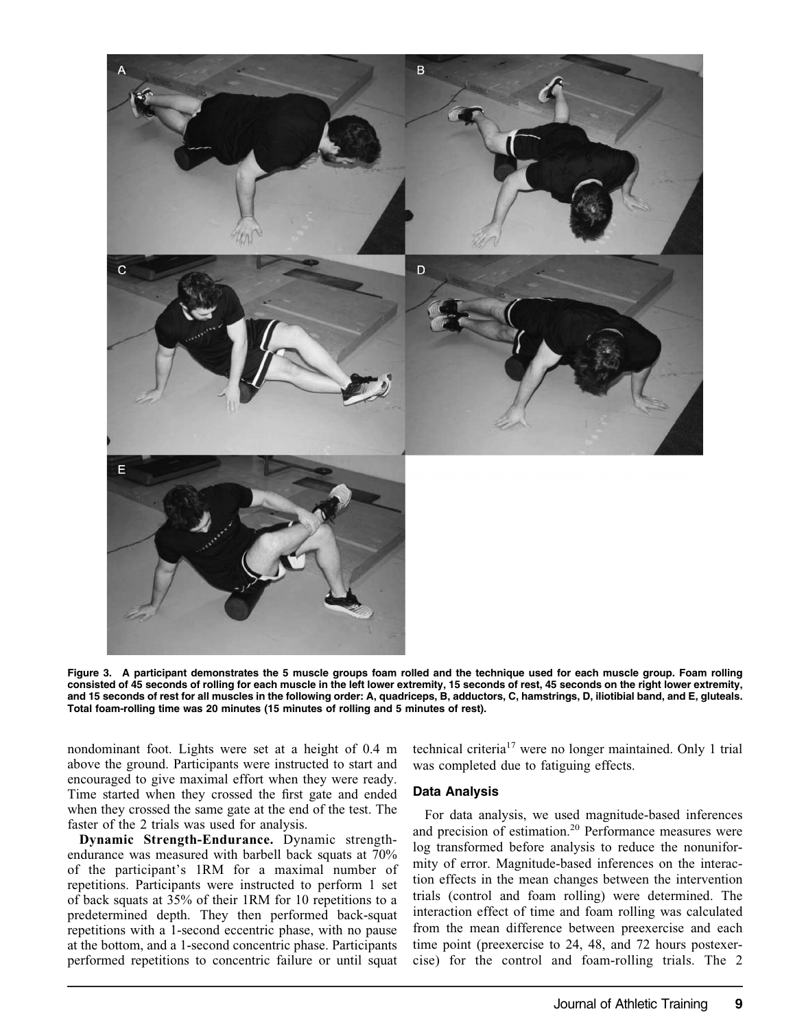Figure 3. A participant demonstrates the 5 muscle groups foam rolled and the technique used for each muscle group. Foam rolling consisted of 45 seconds of rolling for each muscle in the left lower extremity, 15 seconds of rest, 45 seconds on the right lower extremity, and 15 seconds of rest for all muscles in the following order: A, quadriceps, B, adductors, C, hamstrings, D, iliotibial band, and E, gluteals. Total foam-rolling time was 20 minutes (15 minutes of rolling and 5 minutes of rest).

nondominant foot. Lights were set at a height of 0.4 m above the ground. Participants were instructed to start and encouraged to give maximal effort when they were ready. Time started when they crossed the first gate and ended when they crossed the same gate at the end of the test. The faster of the 2 trials was used for analysis.

**Dynamic Strength-Endurance.** Dynamic strength-endurance was measured with barbell back squats at 70% of the participant's 1RM for a maximal number of repetitions. Participants were instructed to perform 1 set of back squats at 35% of their 1RM for 10 repetitions to a predetermined depth. They then performed back-squat repetitions with a 1-second eccentric phase, with no pause at the bottom, and a 1-second concentric phase. Participants performed repetitions to concentric failure or until squat technical criteria[17] were no longer maintained. Only 1 trial was completed due to fatiguing effects.

### Data Analysis

For data analysis, we used magnitude-based inferences and precision of estimation.[20] Performance measures were log transformed before analysis to reduce the nonuniformity of error. Magnitude-based inferences on the interaction effects in the mean changes between the intervention trials (control and foam rolling) were determined. The interaction effect of time and foam rolling was calculated from the mean difference between preexercise and each time point (preexercise to 24, 48, and 72 hours postexercise) for the control and foam-rolling trials. The 2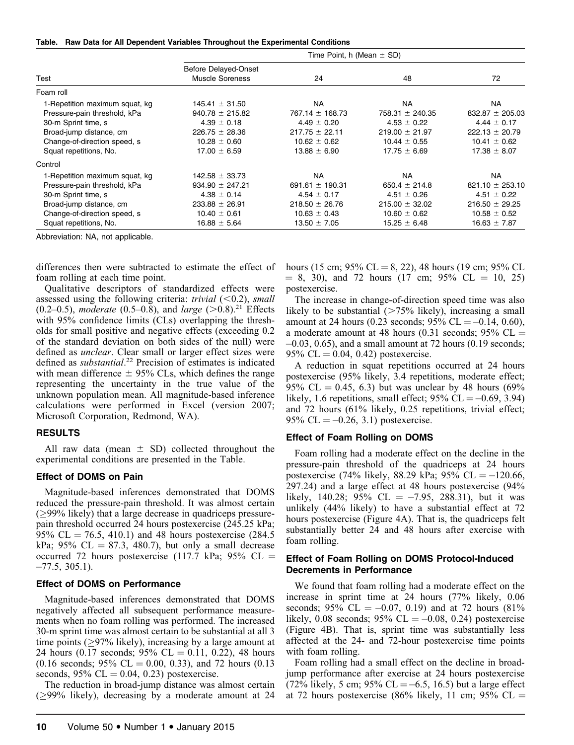**Table. Raw Data for All Dependent Variables Throughout the Experimental Conditions**

| Test | Time Point, h (Mean ± SD) | | | |
|---|---|---|---|---|
| | Before Delayed-Onset Muscle Soreness | 24 | 48 | 72 |
| Foam roll | | | | |
| 1-Repetition maximum squat, kg | 145.41 ± 31.50 | NA | NA | NA |
| Pressure-pain threshold, kPa | 940.78 ± 215.82 | 767.14 ± 168.73 | 758.31 ± 240.35 | 832.87 ± 205.03 |
| 30-m Sprint time, s | 4.39 ± 0.18 | 4.49 ± 0.20 | 4.53 ± 0.22 | 4.44 ± 0.17 |
| Broad-jump distance, cm | 226.75 ± 28.36 | 217.75 ± 22.11 | 219.00 ± 21.97 | 222.13 ± 20.79 |
| Change-of-direction speed, s | 10.28 ± 0.60 | 10.62 ± 0.62 | 10.44 ± 0.55 | 10.41 ± 0.62 |
| Squat repetitions, No. | 17.00 ± 6.59 | 13.88 ± 6.90 | 17.75 ± 6.69 | 17.38 ± 8.07 |
| Control | | | | |
| 1-Repetition maximum squat, kg | 142.58 ± 33.73 | NA | NA | NA |
| Pressure-pain threshold, kPa | 934.90 ± 247.21 | 691.61 ± 190.31 | 650.4 ± 214.8 | 821.10 ± 253.10 |
| 30-m Sprint time, s | 4.38 ± 0.14 | 4.54 ± 0.17 | 4.51 ± 0.26 | 4.51 ± 0.22 |
| Broad-jump distance, cm | 233.88 ± 26.91 | 218.50 ± 26.76 | 215.00 ± 32.02 | 216.50 ± 29.25 |
| Change-of-direction speed, s | 10.40 ± 0.61 | 10.63 ± 0.43 | 10.60 ± 0.62 | 10.58 ± 0.52 |
| Squat repetitions, No. | 16.88 ± 5.64 | 13.50 ± 7.05 | 15.25 ± 6.48 | 16.63 ± 7.87 |

Abbreviation: NA, not applicable.

differences then were subtracted to estimate the effect of foam rolling at each time point.

Qualitative descriptors of standardized effects were assessed using the following criteria: *trivial* (<0.2), *small* (0.2–0.5), *moderate* (0.5–0.8), and *large* (>0.8).[21] Effects with 95% confidence limits (CLs) overlapping the thresholds for small positive and negative effects (exceeding 0.2 of the standard deviation on both sides of the null) were defined as *unclear*. Clear small or larger effect sizes were defined as *substantial*.[22] Precision of estimates is indicated with mean difference ± 95% CLs, which defines the range representing the uncertainty in the true value of the unknown population mean. All magnitude-based inference calculations were performed in Excel (version 2007; Microsoft Corporation, Redmond, WA).

## RESULTS

All raw data (mean ± SD) collected throughout the experimental conditions are presented in the Table.

### Effect of DOMS on Pain

Magnitude-based inferences demonstrated that DOMS reduced the pressure-pain threshold. It was almost certain (≥99% likely) that a large decrease in quadriceps pressure-pain threshold occurred 24 hours postexercise (245.25 kPa; 95% CL = 76.5, 410.1) and 48 hours postexercise (284.5 kPa; 95% CL = 87.3, 480.7), but only a small decrease occurred 72 hours postexercise (117.7 kPa; 95% CL = –77.5, 305.1).

### Effect of DOMS on Performance

Magnitude-based inferences demonstrated that DOMS negatively affected all subsequent performance measurements when no foam rolling was performed. The increased 30-m sprint time was almost certain to be substantial at all 3 time points (≥97% likely), increasing by a large amount at 24 hours (0.17 seconds; 95% CL = 0.11, 0.22), 48 hours (0.16 seconds; 95% CL = 0.00, 0.33), and 72 hours (0.13 seconds, 95% CL = 0.04, 0.23) postexercise.

The reduction in broad-jump distance was almost certain (≥99% likely), decreasing by a moderate amount at 24 hours (15 cm; 95% CL = 8, 22), 48 hours (19 cm; 95% CL = 8, 30), and 72 hours (17 cm; 95% CL = 10, 25) postexercise.

The increase in change-of-direction speed time was also likely to be substantial (>75% likely), increasing a small amount at 24 hours (0.23 seconds; 95% CL = –0.14, 0.60), a moderate amount at 48 hours (0.31 seconds; 95% CL = –0.03, 0.65), and a small amount at 72 hours (0.19 seconds; 95% CL = 0.04, 0.42) postexercise.

A reduction in squat repetitions occurred at 24 hours postexercise (95% likely, 3.4 repetitions, moderate effect; 95% CL = 0.45, 6.3) but was unclear by 48 hours (69% likely, 1.6 repetitions, small effect; 95% CL = –0.69, 3.94) and 72 hours (61% likely, 0.25 repetitions, trivial effect; 95% CL = –0.26, 3.1) postexercise.

### Effect of Foam Rolling on DOMS

Foam rolling had a moderate effect on the decline in the pressure-pain threshold of the quadriceps at 24 hours postexercise (74% likely, 88.29 kPa; 95% CL = –120.66, 297.24) and a large effect at 48 hours postexercise (94% likely, 140.28; 95% CL = –7.95, 288.31), but it was unlikely (44% likely) to have a substantial effect at 72 hours postexercise (Figure 4A). That is, the quadriceps felt substantially better 24 and 48 hours after exercise with foam rolling.

### Effect of Foam Rolling on DOMS Protocol-Induced Decrements in Performance

We found that foam rolling had a moderate effect on the increase in sprint time at 24 hours (77% likely, 0.06 seconds; 95% CL = –0.07, 0.19) and at 72 hours (81% likely, 0.08 seconds; 95% CL = –0.08, 0.24) postexercise (Figure 4B). That is, sprint time was substantially less affected at the 24- and 72-hour postexercise time points with foam rolling.

Foam rolling had a small effect on the decline in broad-jump performance after exercise at 24 hours postexercise (72% likely, 5 cm; 95% CL = –6.5, 16.5) but a large effect at 72 hours postexercise (86% likely, 11 cm; 95% CL =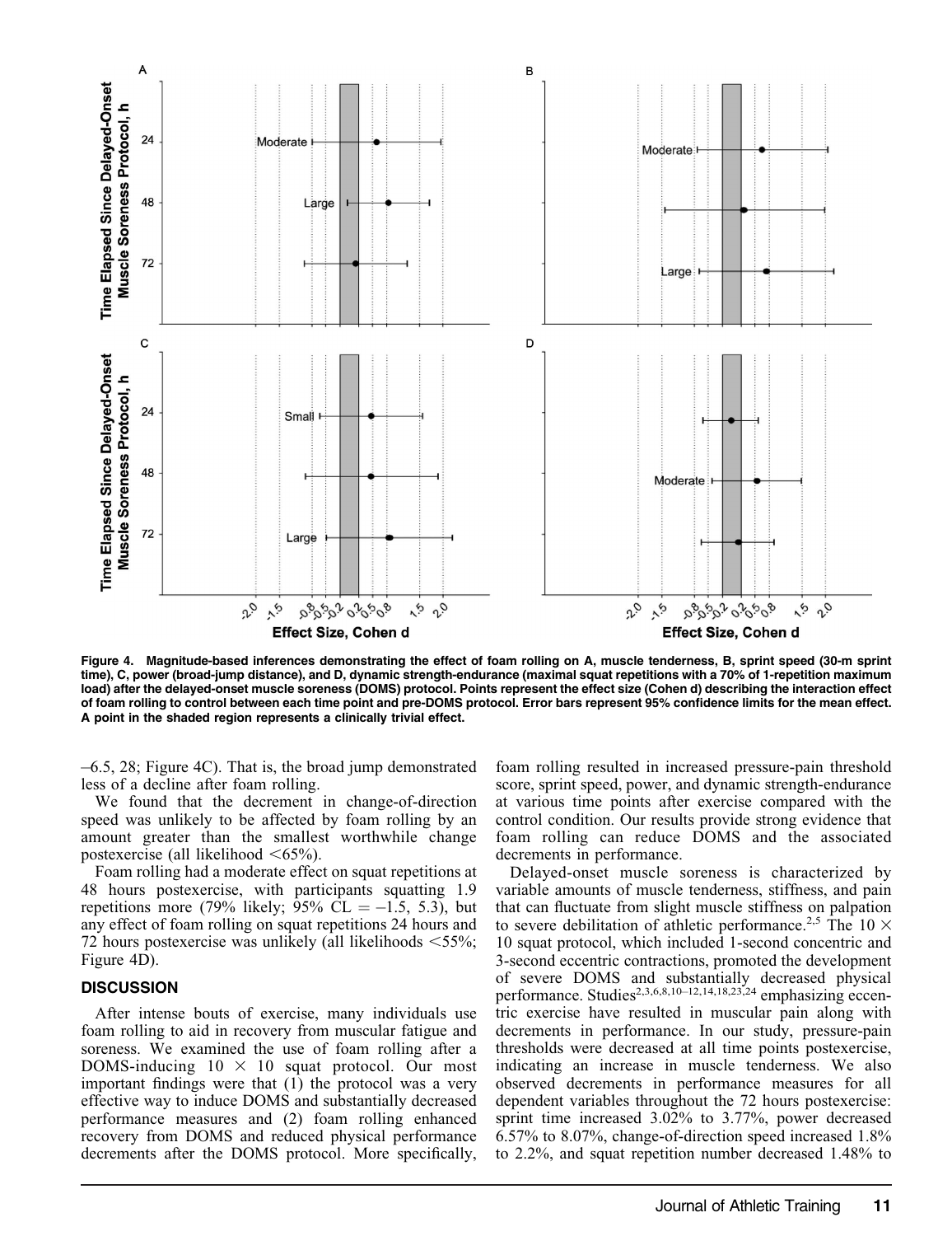Figure 4. Magnitude-based inferences demonstrating the effect of foam rolling on A, muscle tenderness, B, sprint speed (30-m sprint time), C, power (broad-jump distance), and D, dynamic strength-endurance (maximal squat repetitions with a 70% of 1-repetition maximum load) after the delayed-onset muscle soreness (DOMS) protocol. Points represent the effect size (Cohen d) describing the interaction effect of foam rolling to control between each time point and pre-DOMS protocol. Error bars represent 95% confidence limits for the mean effect. A point in the shaded region represents a clinically trivial effect.

–6.5, 28; Figure 4C). That is, the broad jump demonstrated less of a decline after foam rolling.

We found that the decrement in change-of-direction speed was unlikely to be affected by foam rolling by an amount greater than the smallest worthwhile change postexercise (all likelihood <65%).

Foam rolling had a moderate effect on squat repetitions at 48 hours postexercise, with participants squatting 1.9 repetitions more (79% likely; 95% CL = –1.5, 5.3), but any effect of foam rolling on squat repetitions 24 hours and 72 hours postexercise was unlikely (all likelihoods <55%; Figure 4D).

## DISCUSSION

After intense bouts of exercise, many individuals use foam rolling to aid in recovery from muscular fatigue and soreness. We examined the use of foam rolling after a DOMS-inducing 10 × 10 squat protocol. Our most important findings were that (1) the protocol was a very effective way to induce DOMS and substantially decreased performance measures and (2) foam rolling enhanced recovery from DOMS and reduced physical performance decrements after the DOMS protocol. More specifically, foam rolling resulted in increased pressure-pain threshold score, sprint speed, power, and dynamic strength-endurance at various time points after exercise compared with the control condition. Our results provide strong evidence that foam rolling can reduce DOMS and the associated decrements in performance.

Delayed-onset muscle soreness is characterized by variable amounts of muscle tenderness, stiffness, and pain that can fluctuate from slight muscle stiffness on palpation to severe debilitation of athletic performance.[2,5] The 10 × 10 squat protocol, which included 1-second concentric and 3-second eccentric contractions, promoted the development of severe DOMS and substantially decreased physical performance. Studies[2,3,6,8,10–12,14,18,23,24] emphasizing eccentric exercise have resulted in muscular pain along with decrements in performance. In our study, pressure-pain thresholds were decreased at all time points postexercise, indicating an increase in muscle tenderness. We also observed decrements in performance measures for all dependent variables throughout the 72 hours postexercise: sprint time increased 3.02% to 3.77%, power decreased 6.57% to 8.07%, change-of-direction speed increased 1.8% to 2.2%, and squat repetition number decreased 1.48% to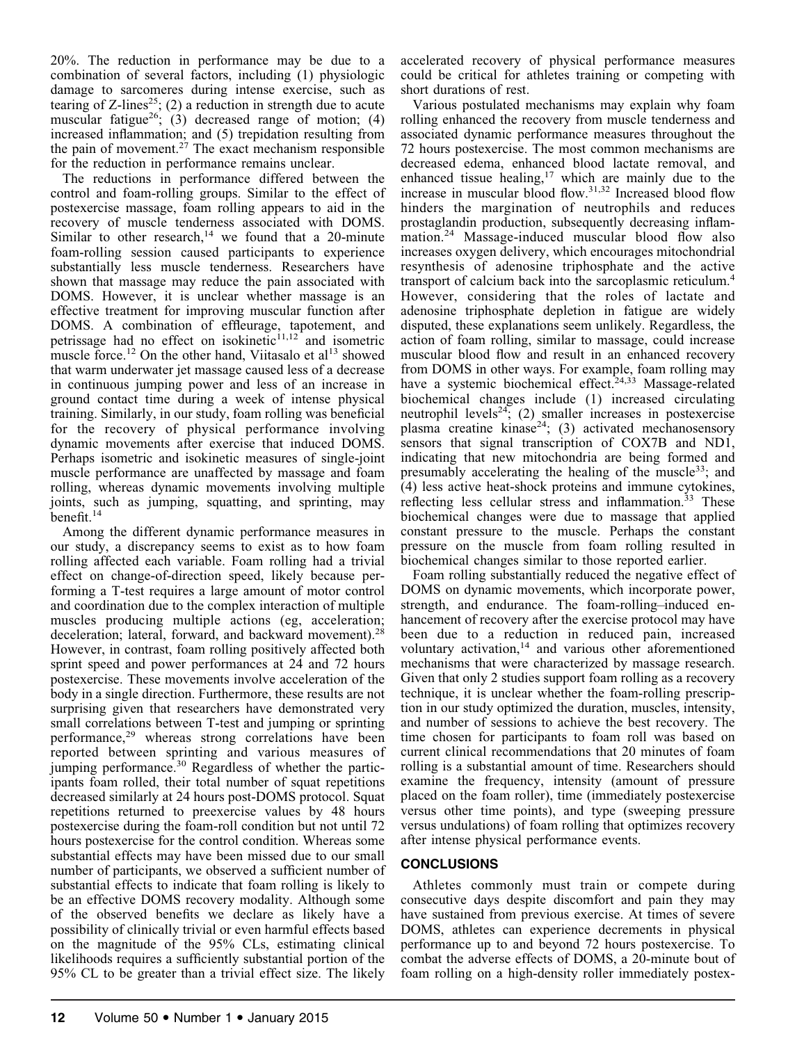20%. The reduction in performance may be due to a combination of several factors, including (1) physiologic damage to sarcomeres during intense exercise, such as tearing of Z-lines[25]; (2) a reduction in strength due to acute muscular fatigue[26]; (3) decreased range of motion; (4) increased inflammation; and (5) trepidation resulting from the pain of movement.[27] The exact mechanism responsible for the reduction in performance remains unclear.

The reductions in performance differed between the control and foam-rolling groups. Similar to the effect of postexercise massage, foam rolling appears to aid in the recovery of muscle tenderness associated with DOMS. Similar to other research,[14] we found that a 20-minute foam-rolling session caused participants to experience substantially less muscle tenderness. Researchers have shown that massage may reduce the pain associated with DOMS. However, it is unclear whether massage is an effective treatment for improving muscular function after DOMS. A combination of effleurage, tapotement, and petrissage had no effect on isokinetic[11,12] and isometric muscle force.[12] On the other hand, Viitasalo et al[13] showed that warm underwater jet massage caused less of a decrease in continuous jumping power and less of an increase in ground contact time during a week of intense physical training. Similarly, in our study, foam rolling was beneficial for the recovery of physical performance involving dynamic movements after exercise that induced DOMS. Perhaps isometric and isokinetic measures of single-joint muscle performance are unaffected by massage and foam rolling, whereas dynamic movements involving multiple joints, such as jumping, squatting, and sprinting, may benefit.[14]

Among the different dynamic performance measures in our study, a discrepancy seems to exist as to how foam rolling affected each variable. Foam rolling had a trivial effect on change-of-direction speed, likely because performing a T-test requires a large amount of motor control and coordination due to the complex interaction of multiple muscles producing multiple actions (eg, acceleration; deceleration; lateral, forward, and backward movement).[28] However, in contrast, foam rolling positively affected both sprint speed and power performances at 24 and 72 hours postexercise. These movements involve acceleration of the body in a single direction. Furthermore, these results are not surprising given that researchers have demonstrated very small correlations between T-test and jumping or sprinting performance,[29] whereas strong correlations have been reported between sprinting and various measures of jumping performance.[30] Regardless of whether the participants foam rolled, their total number of squat repetitions decreased similarly at 24 hours post-DOMS protocol. Squat repetitions returned to preexercise values by 48 hours postexercise during the foam-roll condition but not until 72 hours postexercise for the control condition. Whereas some substantial effects may have been missed due to our small number of participants, we observed a sufficient number of substantial effects to indicate that foam rolling is likely to be an effective DOMS recovery modality. Although some of the observed benefits we declare as likely have a possibility of clinically trivial or even harmful effects based on the magnitude of the 95% CLs, estimating clinical likelihoods requires a sufficiently substantial portion of the 95% CL to be greater than a trivial effect size. The likely accelerated recovery of physical performance measures could be critical for athletes training or competing with short durations of rest.

Various postulated mechanisms may explain why foam rolling enhanced the recovery from muscle tenderness and associated dynamic performance measures throughout the 72 hours postexercise. The most common mechanisms are decreased edema, enhanced blood lactate removal, and enhanced tissue healing,[17] which are mainly due to the increase in muscular blood flow.[31,32] Increased blood flow hinders the margination of neutrophils and reduces prostaglandin production, subsequently decreasing inflammation.[24] Massage-induced muscular blood flow also increases oxygen delivery, which encourages mitochondrial resynthesis of adenosine triphosphate and the active transport of calcium back into the sarcoplasmic reticulum.[4] However, considering that the roles of lactate and adenosine triphosphate depletion in fatigue are widely disputed, these explanations seem unlikely. Regardless, the action of foam rolling, similar to massage, could increase muscular blood flow and result in an enhanced recovery from DOMS in other ways. For example, foam rolling may have a systemic biochemical effect.[24,33] Massage-related biochemical changes include (1) increased circulating neutrophil levels[24]; (2) smaller increases in postexercise plasma creatine kinase[24]; (3) activated mechanosensory sensors that signal transcription of COX7B and ND1, indicating that new mitochondria are being formed and presumably accelerating the healing of the muscle[33]; and (4) less active heat-shock proteins and immune cytokines, reflecting less cellular stress and inflammation.[33] These biochemical changes were due to massage that applied constant pressure to the muscle. Perhaps the constant pressure on the muscle from foam rolling resulted in biochemical changes similar to those reported earlier.

Foam rolling substantially reduced the negative effect of DOMS on dynamic movements, which incorporate power, strength, and endurance. The foam-rolling–induced enhancement of recovery after the exercise protocol may have been due to a reduction in reduced pain, increased voluntary activation,[14] and various other aforementioned mechanisms that were characterized by massage research. Given that only 2 studies support foam rolling as a recovery technique, it is unclear whether the foam-rolling prescription in our study optimized the duration, muscles, intensity, and number of sessions to achieve the best recovery. The time chosen for participants to foam roll was based on current clinical recommendations that 20 minutes of foam rolling is a substantial amount of time. Researchers should examine the frequency, intensity (amount of pressure placed on the foam roller), time (immediately postexercise versus other time points), and type (sweeping pressure versus undulations) of foam rolling that optimizes recovery after intense physical performance events.

## CONCLUSIONS

Athletes commonly must train or compete during consecutive days despite discomfort and pain they may have sustained from previous exercise. At times of severe DOMS, athletes can experience decrements in physical performance up to and beyond 72 hours postexercise. To combat the adverse effects of DOMS, a 20-minute bout of foam rolling on a high-density roller immediately postex-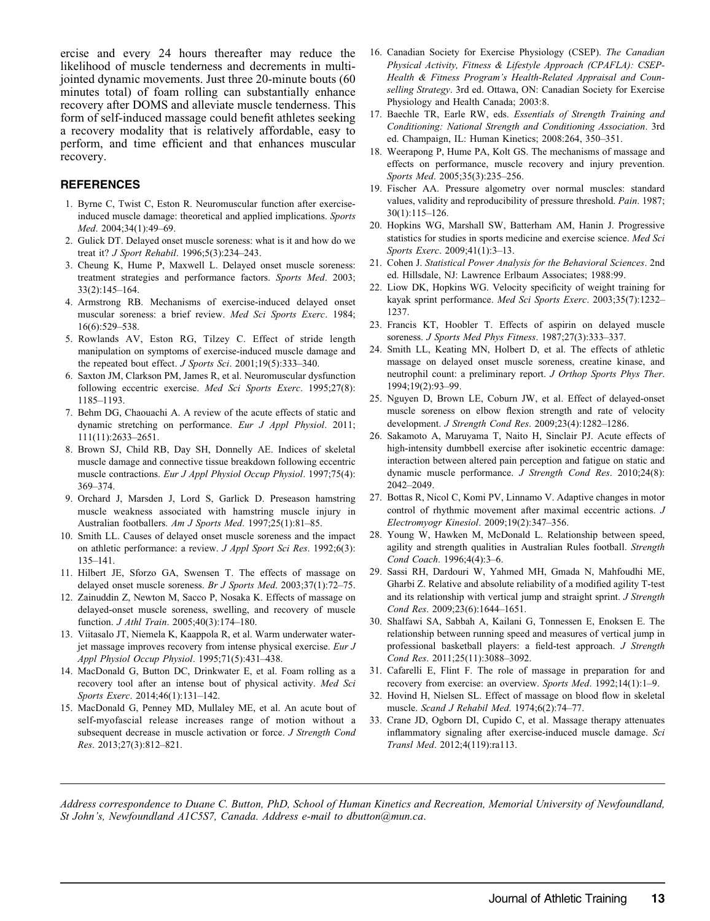ercise and every 24 hours thereafter may reduce the likelihood of muscle tenderness and decrements in multi-jointed dynamic movements. Just three 20-minute bouts (60 minutes total) of foam rolling can substantially enhance recovery after DOMS and alleviate muscle tenderness. This form of self-induced massage could benefit athletes seeking a recovery modality that is relatively affordable, easy to perform, and time efficient and that enhances muscular recovery.

## REFERENCES

1. Byrne C, Twist C, Eston R. Neuromuscular function after exercise-induced muscle damage: theoretical and applied implications. *Sports Med*. 2004;34(1):49–69.
2. Gulick DT. Delayed onset muscle soreness: what is it and how do we treat it? *J Sport Rehabil*. 1996;5(3):234–243.
3. Cheung K, Hume P, Maxwell L. Delayed onset muscle soreness: treatment strategies and performance factors. *Sports Med*. 2003;33(2):145–164.
4. Armstrong RB. Mechanisms of exercise-induced delayed onset muscular soreness: a brief review. *Med Sci Sports Exerc*. 1984;16(6):529–538.
5. Rowlands AV, Eston RG, Tilzey C. Effect of stride length manipulation on symptoms of exercise-induced muscle damage and the repeated bout effect. *J Sports Sci*. 2001;19(5):333–340.
6. Saxton JM, Clarkson PM, James R, et al. Neuromuscular dysfunction following eccentric exercise. *Med Sci Sports Exerc*. 1995;27(8):1185–1193.
7. Behm DG, Chaouachi A. A review of the acute effects of static and dynamic stretching on performance. *Eur J Appl Physiol*. 2011;111(11):2633–2651.
8. Brown SJ, Child RB, Day SH, Donnelly AE. Indices of skeletal muscle damage and connective tissue breakdown following eccentric muscle contractions. *Eur J Appl Physiol Occup Physiol*. 1997;75(4):369–374.
9. Orchard J, Marsden J, Lord S, Garlick D. Preseason hamstring muscle weakness associated with hamstring muscle injury in Australian footballers. *Am J Sports Med*. 1997;25(1):81–85.
10. Smith LL. Causes of delayed onset muscle soreness and the impact on athletic performance: a review. *J Appl Sport Sci Res*. 1992;6(3):135–141.
11. Hilbert JE, Sforzo GA, Swensen T. The effects of massage on delayed onset muscle soreness. *Br J Sports Med*. 2003;37(1):72–75.
12. Zainuddin Z, Newton M, Sacco P, Nosaka K. Effects of massage on delayed-onset muscle soreness, swelling, and recovery of muscle function. *J Athl Train*. 2005;40(3):174–180.
13. Viitasalo JT, Niemela K, Kaappola R, et al. Warm underwater water-jet massage improves recovery from intense physical exercise. *Eur J Appl Physiol Occup Physiol*. 1995;71(5):431–438.
14. MacDonald G, Button DC, Drinkwater E, et al. Foam rolling as a recovery tool after an intense bout of physical activity. *Med Sci Sports Exerc*. 2014;46(1):131–142.
15. MacDonald G, Penney MD, Mullaley ME, et al. An acute bout of self-myofascial release increases range of motion without a subsequent decrease in muscle activation or force. *J Strength Cond Res*. 2013;27(3):812–821.
16. Canadian Society for Exercise Physiology (CSEP). *The Canadian Physical Activity, Fitness & Lifestyle Approach (CPAFLA): CSEP-Health & Fitness Program's Health-Related Appraisal and Counselling Strategy*. 3rd ed. Ottawa, ON: Canadian Society for Exercise Physiology and Health Canada; 2003:8.
17. Baechle TR, Earle RW, eds. *Essentials of Strength Training and Conditioning: National Strength and Conditioning Association*. 3rd ed. Champaign, IL: Human Kinetics; 2008:264, 350–351.
18. Weerapong P, Hume PA, Kolt GS. The mechanisms of massage and effects on performance, muscle recovery and injury prevention. *Sports Med*. 2005;35(3):235–256.
19. Fischer AA. Pressure algometry over normal muscles: standard values, validity and reproducibility of pressure threshold. *Pain*. 1987;30(1):115–126.
20. Hopkins WG, Marshall SW, Batterham AM, Hanin J. Progressive statistics for studies in sports medicine and exercise science. *Med Sci Sports Exerc*. 2009;41(1):3–13.
21. Cohen J. *Statistical Power Analysis for the Behavioral Sciences*. 2nd ed. Hillsdale, NJ: Lawrence Erlbaum Associates; 1988:99.
22. Liow DK, Hopkins WG. Velocity specificity of weight training for kayak sprint performance. *Med Sci Sports Exerc*. 2003;35(7):1232–1237.
23. Francis KT, Hoobler T. Effects of aspirin on delayed muscle soreness. *J Sports Med Phys Fitness*. 1987;27(3):333–337.
24. Smith LL, Keating MN, Holbert D, et al. The effects of athletic massage on delayed onset muscle soreness, creatine kinase, and neutrophil count: a preliminary report. *J Orthop Sports Phys Ther*. 1994;19(2):93–99.
25. Nguyen D, Brown LE, Coburn JW, et al. Effect of delayed-onset muscle soreness on elbow flexion strength and rate of velocity development. *J Strength Cond Res*. 2009;23(4):1282–1286.
26. Sakamoto A, Maruyama T, Naito H, Sinclair PJ. Acute effects of high-intensity dumbbell exercise after isokinetic eccentric damage: interaction between altered pain perception and fatigue on static and dynamic muscle performance. *J Strength Cond Res*. 2010;24(8):2042–2049.
27. Bottas R, Nicol C, Komi PV, Linnamo V. Adaptive changes in motor control of rhythmic movement after maximal eccentric actions. *J Electromyogr Kinesiol*. 2009;19(2):347–356.
28. Young W, Hawken M, McDonald L. Relationship between speed, agility and strength qualities in Australian Rules football. *Strength Cond Coach*. 1996;4(4):3–6.
29. Sassi RH, Dardouri W, Yahmed MH, Gmada N, Mahfoudhi ME, Gharbi Z. Relative and absolute reliability of a modified agility T-test and its relationship with vertical jump and straight sprint. *J Strength Cond Res*. 2009;23(6):1644–1651.
30. Shalfawi SA, Sabbah A, Kailani G, Tonnessen E, Enoksen E. The relationship between running speed and measures of vertical jump in professional basketball players: a field-test approach. *J Strength Cond Res*. 2011;25(11):3088–3092.
31. Cafarelli E, Flint F. The role of massage in preparation for and recovery from exercise: an overview. *Sports Med*. 1992;14(1):1–9.
32. Hovind H, Nielsen SL. Effect of massage on blood flow in skeletal muscle. *Scand J Rehabil Med*. 1974;6(2):74–77.
33. Crane JD, Ogborn DI, Cupido C, et al. Massage therapy attenuates inflammatory signaling after exercise-induced muscle damage. *Sci Transl Med*. 2012;4(119):ra113.

---

*Address correspondence to Duane C. Button, PhD, School of Human Kinetics and Recreation, Memorial University of Newfoundland, St John's, Newfoundland A1C5S7, Canada. Address e-mail to dbutton@mun.ca.*